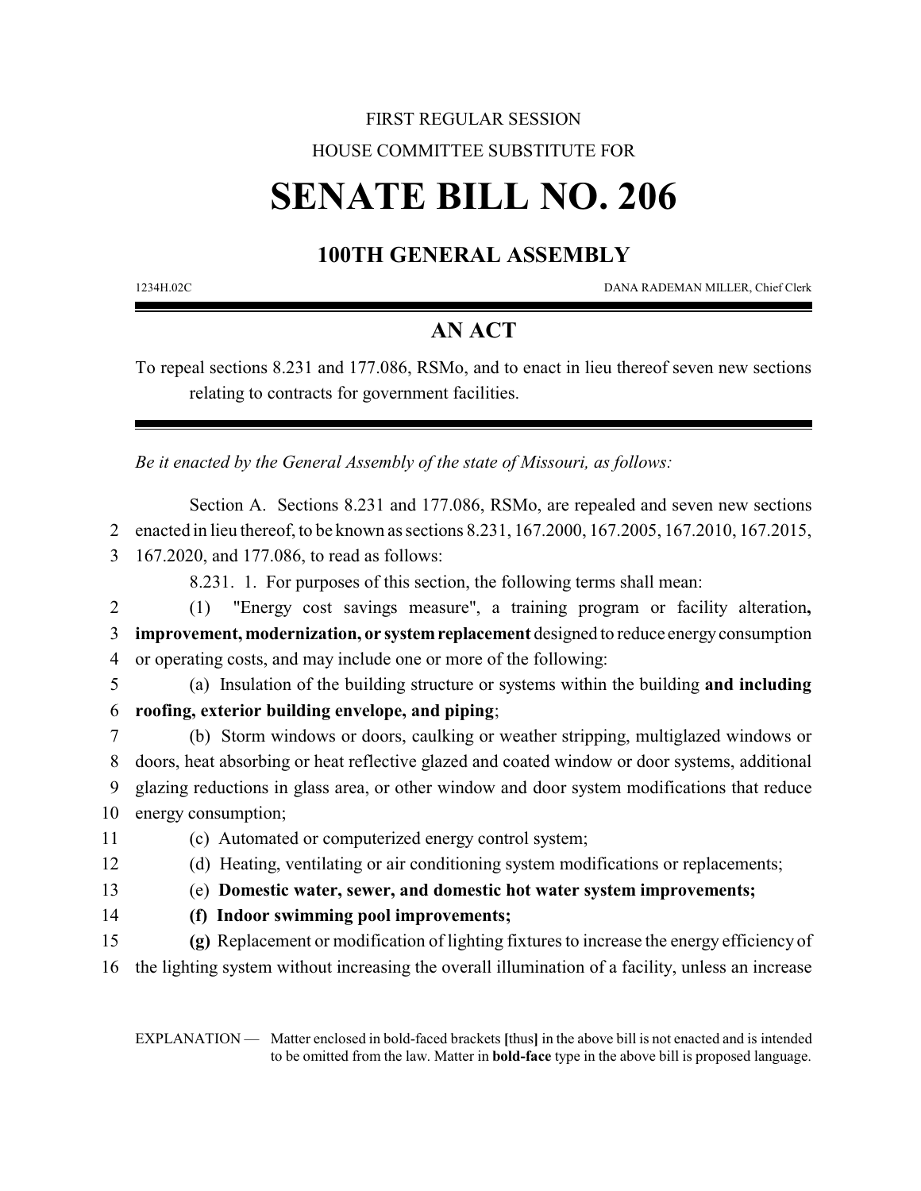FIRST REGULAR SESSION

HOUSE COMMITTEE SUBSTITUTE FOR

# SENATE BILL NO. 206

## 100TH GENERAL ASSEMBLY

1234H.02C DANA RADEMAN MILLER, Chief Clerk

## AN ACT

To repeal sections 8.231 and 177.086, RSMo, and to enact in lieu thereof seven new sections relating to contracts for government facilities.

*Be it enacted by the General Assembly of the state of Missouri, as follows:*

Section A. Sections 8.231 and 177.086, RSMo, are repealed and seven new sections enacted in lieu thereof, to be known as sections 8.231, 167.2000, 167.2005, 167.2010, 167.2015, 167.2020, and 177.086, to read as follows:

8.231. 1. For purposes of this section, the following terms shall mean:

(1) "Energy cost savings measure", a training program or facility alteration**, improvement, modernization, or system replacement** designed to reduce energy consumption or operating costs, and may include one or more of the following:

(a) Insulation of the building structure or systems within the building **and including roofing, exterior building envelope, and piping**;

(b) Storm windows or doors, caulking or weather stripping, multiglazed windows or doors, heat absorbing or heat reflective glazed and coated window or door systems, additional glazing reductions in glass area, or other window and door system modifications that reduce energy consumption;

(c) Automated or computerized energy control system;

(d) Heating, ventilating or air conditioning system modifications or replacements;

(e) **Domestic water, sewer, and domestic hot water system improvements;**

**(f) Indoor swimming pool improvements;**

**(g)** Replacement or modification of lighting fixtures to increase the energy efficiency of the lighting system without increasing the overall illumination of a facility, unless an increase

EXPLANATION — Matter enclosed in bold-faced brackets **[**thus**]** in the above bill is not enacted and is intended to be omitted from the law. Matter in **bold-face** type in the above bill is proposed language.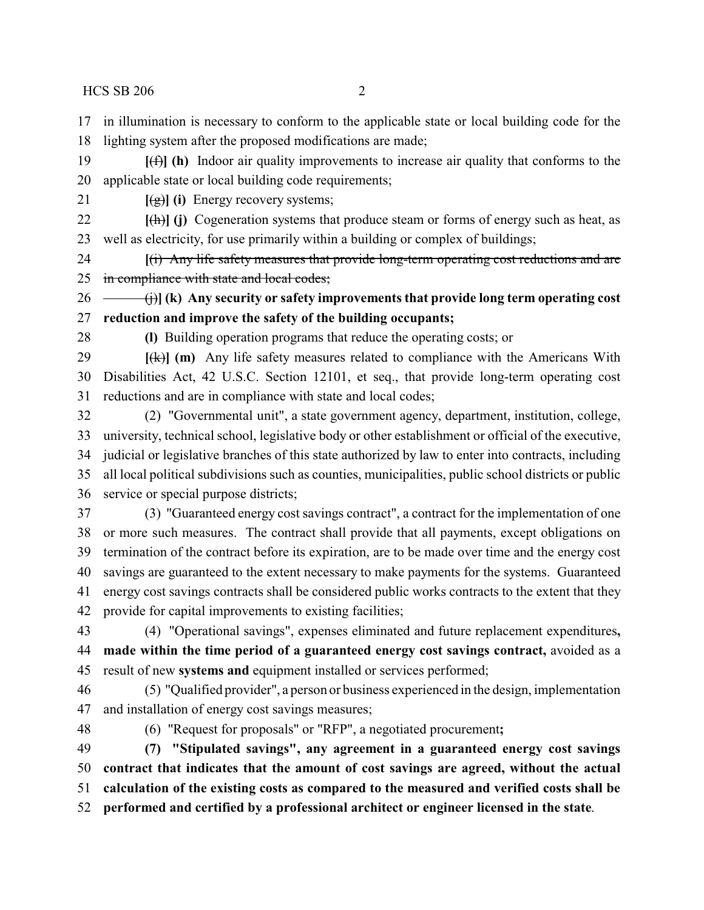in illumination is necessary to conform to the applicable state or local building code for the lighting system after the proposed modifications are made;

[~~(f)~~] **(h)** Indoor air quality improvements to increase air quality that conforms to the applicable state or local building code requirements;

[~~(g)~~] **(i)** Energy recovery systems;

[~~(h)~~] **(j)** Cogeneration systems that produce steam or forms of energy such as heat, as well as electricity, for use primarily within a building or complex of buildings;

[~~(i) Any life safety measures that provide long-term operating cost reductions and are in compliance with state and local codes;~~

~~(j)~~] **(k) Any security or safety improvements that provide long term operating cost reduction and improve the safety of the building occupants;**

**(l)** Building operation programs that reduce the operating costs; or

[~~(k)~~] **(m)** Any life safety measures related to compliance with the Americans With Disabilities Act, 42 U.S.C. Section 12101, et seq., that provide long-term operating cost reductions and are in compliance with state and local codes;

(2) "Governmental unit", a state government agency, department, institution, college, university, technical school, legislative body or other establishment or official of the executive, judicial or legislative branches of this state authorized by law to enter into contracts, including all local political subdivisions such as counties, municipalities, public school districts or public service or special purpose districts;

(3) "Guaranteed energy cost savings contract", a contract for the implementation of one or more such measures. The contract shall provide that all payments, except obligations on termination of the contract before its expiration, are to be made over time and the energy cost savings are guaranteed to the extent necessary to make payments for the systems. Guaranteed energy cost savings contracts shall be considered public works contracts to the extent that they provide for capital improvements to existing facilities;

(4) "Operational savings", expenses eliminated and future replacement expenditures**, made within the time period of a guaranteed energy cost savings contract,** avoided as a result of new **systems and** equipment installed or services performed;

(5) "Qualified provider", a person or business experienced in the design, implementation and installation of energy cost savings measures;

(6) "Request for proposals" or "RFP", a negotiated procurement**;**

**(7) "Stipulated savings", any agreement in a guaranteed energy cost savings contract that indicates that the amount of cost savings are agreed, without the actual calculation of the existing costs as compared to the measured and verified costs shall be performed and certified by a professional architect or engineer licensed in the state**.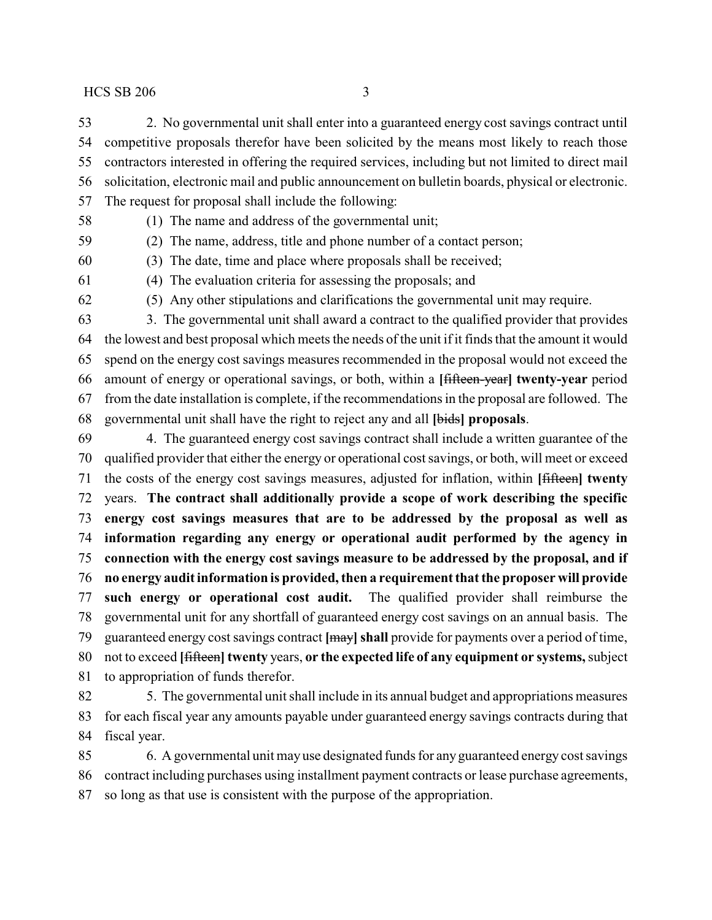2. No governmental unit shall enter into a guaranteed energy cost savings contract until competitive proposals therefor have been solicited by the means most likely to reach those contractors interested in offering the required services, including but not limited to direct mail solicitation, electronic mail and public announcement on bulletin boards, physical or electronic. The request for proposal shall include the following:

(1) The name and address of the governmental unit;

(2) The name, address, title and phone number of a contact person;

(3) The date, time and place where proposals shall be received;

(4) The evaluation criteria for assessing the proposals; and

(5) Any other stipulations and clarifications the governmental unit may require.

3. The governmental unit shall award a contract to the qualified provider that provides the lowest and best proposal which meets the needs of the unit if it finds that the amount it would spend on the energy cost savings measures recommended in the proposal would not exceed the amount of energy or operational savings, or both, within a **[**~~fifteen-year~~**] twenty-year** period from the date installation is complete, if the recommendations in the proposal are followed. The governmental unit shall have the right to reject any and all **[**~~bids~~**] proposals**.

4. The guaranteed energy cost savings contract shall include a written guarantee of the qualified provider that either the energy or operational cost savings, or both, will meet or exceed the costs of the energy cost savings measures, adjusted for inflation, within **[**~~fifteen~~**] twenty** years. **The contract shall additionally provide a scope of work describing the specific energy cost savings measures that are to be addressed by the proposal as well as information regarding any energy or operational audit performed by the agency in connection with the energy cost savings measure to be addressed by the proposal, and if no energy audit information is provided, then a requirement that the proposer will provide such energy or operational cost audit.** The qualified provider shall reimburse the governmental unit for any shortfall of guaranteed energy cost savings on an annual basis. The guaranteed energy cost savings contract **[**~~may~~**] shall** provide for payments over a period of time, not to exceed **[**~~fifteen~~**] twenty** years, **or the expected life of any equipment or systems,** subject to appropriation of funds therefor.

5. The governmental unit shall include in its annual budget and appropriations measures for each fiscal year any amounts payable under guaranteed energy savings contracts during that fiscal year.

6. A governmental unit may use designated funds for any guaranteed energy cost savings contract including purchases using installment payment contracts or lease purchase agreements, so long as that use is consistent with the purpose of the appropriation.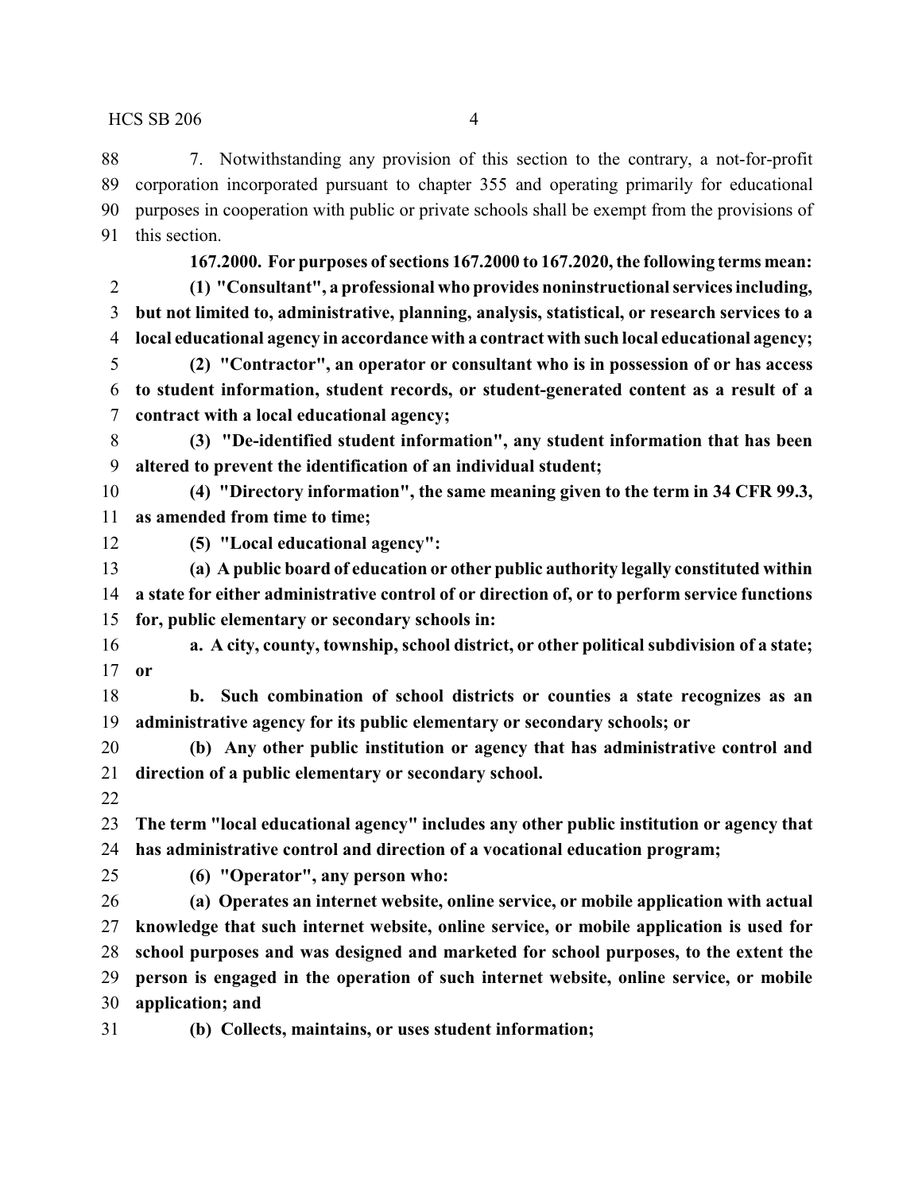7. Notwithstanding any provision of this section to the contrary, a not-for-profit corporation incorporated pursuant to chapter 355 and operating primarily for educational purposes in cooperation with public or private schools shall be exempt from the provisions of this section.

**167.2000. For purposes of sections 167.2000 to 167.2020, the following terms mean:**

**(1) "Consultant", a professional who provides noninstructional services including, but not limited to, administrative, planning, analysis, statistical, or research services to a local educational agency in accordance with a contract with such local educational agency;**

**(2) "Contractor", an operator or consultant who is in possession of or has access to student information, student records, or student-generated content as a result of a contract with a local educational agency;**

**(3) "De-identified student information", any student information that has been altered to prevent the identification of an individual student;**

**(4) "Directory information", the same meaning given to the term in 34 CFR 99.3, as amended from time to time;**

**(5) "Local educational agency":**

**(a) A public board of education or other public authority legally constituted within a state for either administrative control of or direction of, or to perform service functions for, public elementary or secondary schools in:**

**a. A city, county, township, school district, or other political subdivision of a state; or**

**b. Such combination of school districts or counties a state recognizes as an administrative agency for its public elementary or secondary schools; or**

**(b) Any other public institution or agency that has administrative control and direction of a public elementary or secondary school.**

**The term "local educational agency" includes any other public institution or agency that has administrative control and direction of a vocational education program;**

**(6) "Operator", any person who:**

**(a) Operates an internet website, online service, or mobile application with actual knowledge that such internet website, online service, or mobile application is used for school purposes and was designed and marketed for school purposes, to the extent the person is engaged in the operation of such internet website, online service, or mobile application; and**

**(b) Collects, maintains, or uses student information;**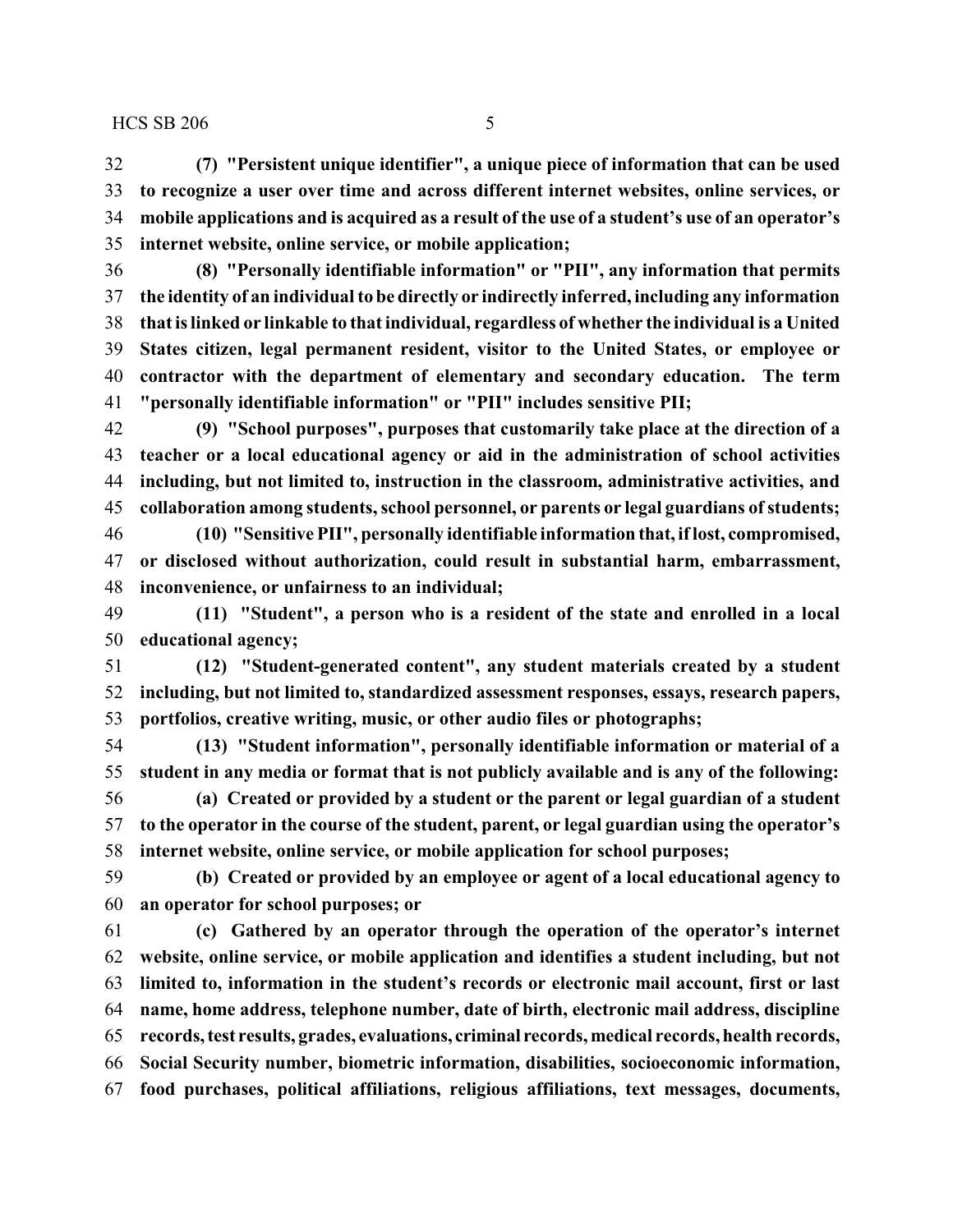**(7) "Persistent unique identifier", a unique piece of information that can be used to recognize a user over time and across different internet websites, online services, or mobile applications and is acquired as a result of the use of a student's use of an operator's internet website, online service, or mobile application;**

**(8) "Personally identifiable information" or "PII", any information that permits the identity of an individual to be directly or indirectly inferred, including any information that is linked or linkable to that individual, regardless of whether the individual is a United States citizen, legal permanent resident, visitor to the United States, or employee or contractor with the department of elementary and secondary education. The term "personally identifiable information" or "PII" includes sensitive PII;**

**(9) "School purposes", purposes that customarily take place at the direction of a teacher or a local educational agency or aid in the administration of school activities including, but not limited to, instruction in the classroom, administrative activities, and collaboration among students, school personnel, or parents or legal guardians of students;**

**(10) "Sensitive PII", personally identifiable information that, if lost, compromised, or disclosed without authorization, could result in substantial harm, embarrassment, inconvenience, or unfairness to an individual;**

**(11) "Student", a person who is a resident of the state and enrolled in a local educational agency;**

**(12) "Student-generated content", any student materials created by a student including, but not limited to, standardized assessment responses, essays, research papers, portfolios, creative writing, music, or other audio files or photographs;**

**(13) "Student information", personally identifiable information or material of a student in any media or format that is not publicly available and is any of the following:**

**(a) Created or provided by a student or the parent or legal guardian of a student to the operator in the course of the student, parent, or legal guardian using the operator's internet website, online service, or mobile application for school purposes;**

**(b) Created or provided by an employee or agent of a local educational agency to an operator for school purposes; or**

**(c) Gathered by an operator through the operation of the operator's internet website, online service, or mobile application and identifies a student including, but not limited to, information in the student's records or electronic mail account, first or last name, home address, telephone number, date of birth, electronic mail address, discipline records, test results, grades, evaluations, criminal records, medical records, health records, Social Security number, biometric information, disabilities, socioeconomic information, food purchases, political affiliations, religious affiliations, text messages, documents,**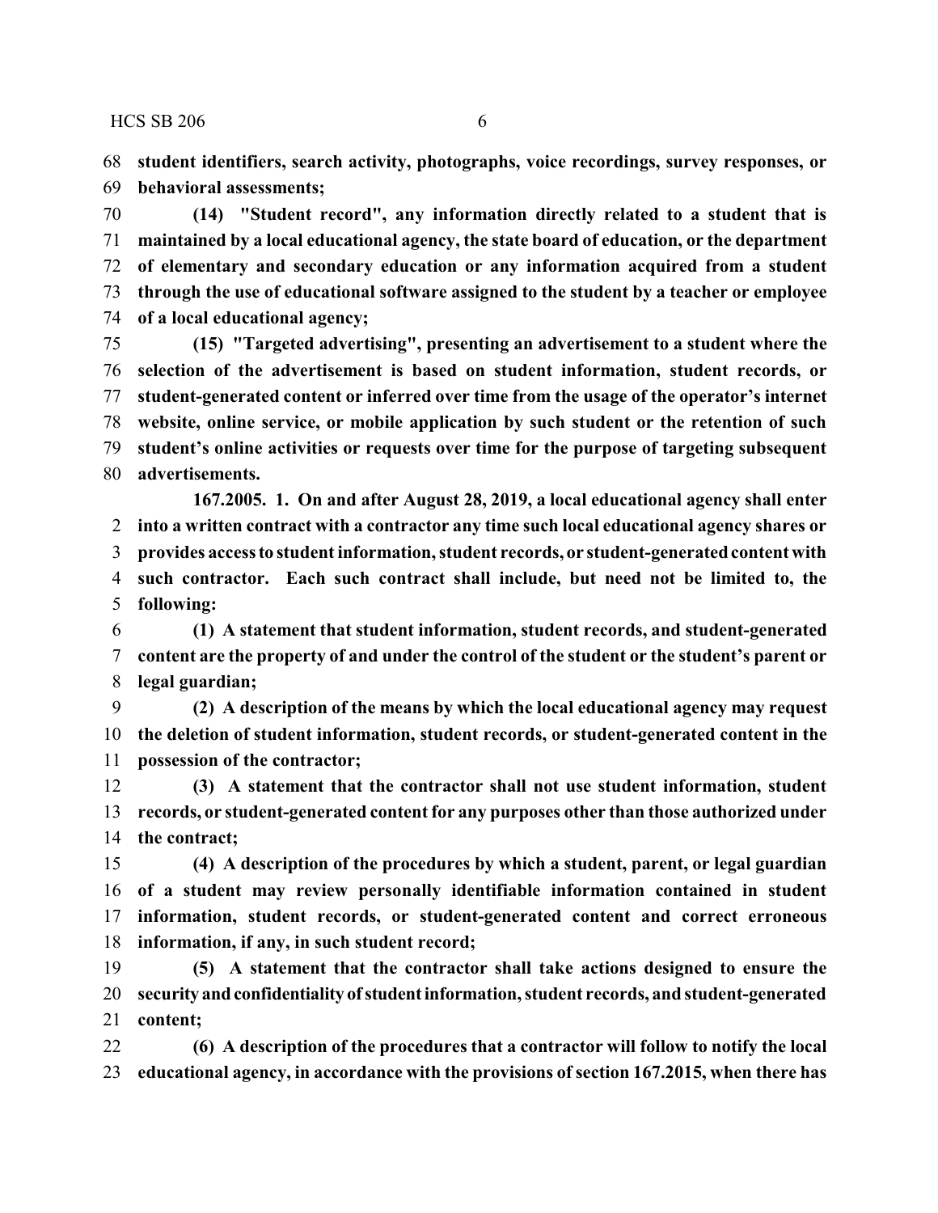**student identifiers, search activity, photographs, voice recordings, survey responses, or behavioral assessments;**

**(14) "Student record", any information directly related to a student that is maintained by a local educational agency, the state board of education, or the department of elementary and secondary education or any information acquired from a student through the use of educational software assigned to the student by a teacher or employee of a local educational agency;**

**(15) "Targeted advertising", presenting an advertisement to a student where the selection of the advertisement is based on student information, student records, or student-generated content or inferred over time from the usage of the operator's internet website, online service, or mobile application by such student or the retention of such student's online activities or requests over time for the purpose of targeting subsequent advertisements.**

**167.2005. 1. On and after August 28, 2019, a local educational agency shall enter into a written contract with a contractor any time such local educational agency shares or provides access to student information, student records, or student-generated content with such contractor. Each such contract shall include, but need not be limited to, the following:**

**(1) A statement that student information, student records, and student-generated content are the property of and under the control of the student or the student's parent or legal guardian;**

**(2) A description of the means by which the local educational agency may request the deletion of student information, student records, or student-generated content in the possession of the contractor;**

**(3) A statement that the contractor shall not use student information, student records, or student-generated content for any purposes other than those authorized under the contract;**

**(4) A description of the procedures by which a student, parent, or legal guardian of a student may review personally identifiable information contained in student information, student records, or student-generated content and correct erroneous information, if any, in such student record;**

**(5) A statement that the contractor shall take actions designed to ensure the security and confidentiality of student information, student records, and student-generated content;**

**(6) A description of the procedures that a contractor will follow to notify the local educational agency, in accordance with the provisions of section 167.2015, when there has**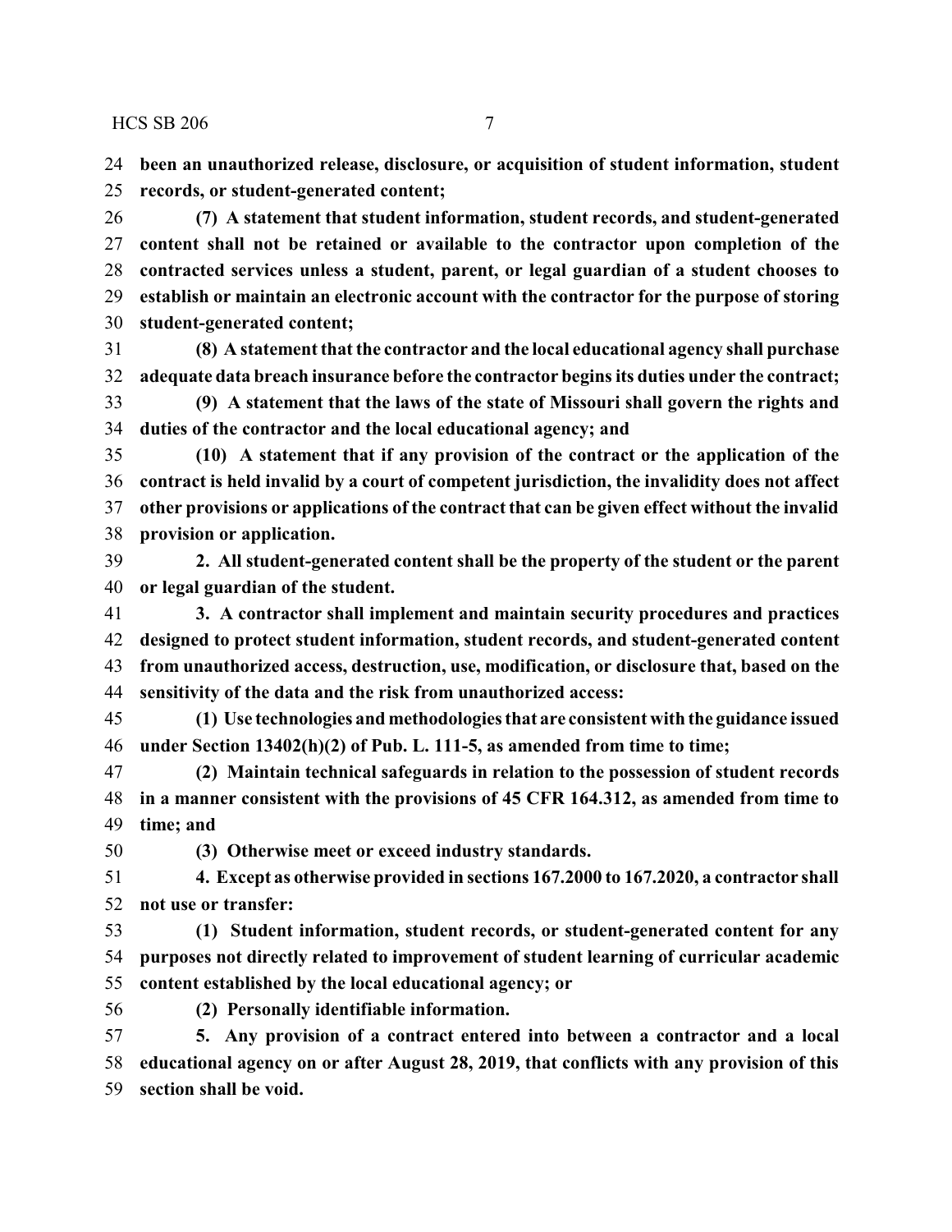**been an unauthorized release, disclosure, or acquisition of student information, student records, or student-generated content;**

**(7) A statement that student information, student records, and student-generated content shall not be retained or available to the contractor upon completion of the contracted services unless a student, parent, or legal guardian of a student chooses to establish or maintain an electronic account with the contractor for the purpose of storing student-generated content;**

**(8) A statement that the contractor and the local educational agency shall purchase adequate data breach insurance before the contractor begins its duties under the contract;**

**(9) A statement that the laws of the state of Missouri shall govern the rights and duties of the contractor and the local educational agency; and**

**(10) A statement that if any provision of the contract or the application of the contract is held invalid by a court of competent jurisdiction, the invalidity does not affect other provisions or applications of the contract that can be given effect without the invalid provision or application.**

**2. All student-generated content shall be the property of the student or the parent or legal guardian of the student.**

**3. A contractor shall implement and maintain security procedures and practices designed to protect student information, student records, and student-generated content from unauthorized access, destruction, use, modification, or disclosure that, based on the sensitivity of the data and the risk from unauthorized access:**

**(1) Use technologies and methodologies that are consistent with the guidance issued under Section 13402(h)(2) of Pub. L. 111-5, as amended from time to time;**

**(2) Maintain technical safeguards in relation to the possession of student records in a manner consistent with the provisions of 45 CFR 164.312, as amended from time to time; and**

**(3) Otherwise meet or exceed industry standards.**

**4. Except as otherwise provided in sections 167.2000 to 167.2020, a contractor shall not use or transfer:**

**(1) Student information, student records, or student-generated content for any purposes not directly related to improvement of student learning of curricular academic content established by the local educational agency; or**

**(2) Personally identifiable information.**

**5. Any provision of a contract entered into between a contractor and a local educational agency on or after August 28, 2019, that conflicts with any provision of this section shall be void.**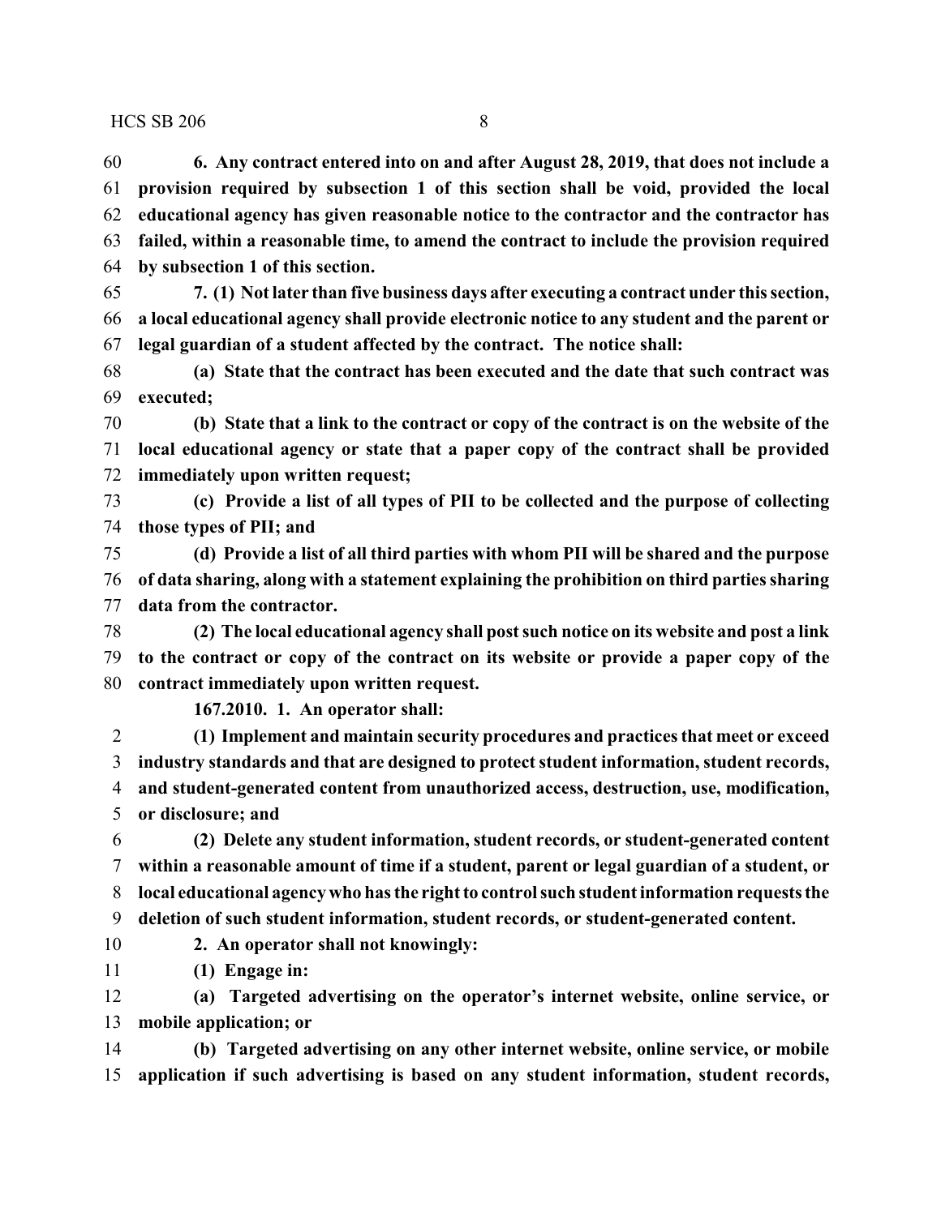**6. Any contract entered into on and after August 28, 2019, that does not include a provision required by subsection 1 of this section shall be void, provided the local educational agency has given reasonable notice to the contractor and the contractor has failed, within a reasonable time, to amend the contract to include the provision required by subsection 1 of this section.**

**7. (1) Not later than five business days after executing a contract under this section, a local educational agency shall provide electronic notice to any student and the parent or legal guardian of a student affected by the contract. The notice shall:**

**(a) State that the contract has been executed and the date that such contract was executed;**

**(b) State that a link to the contract or copy of the contract is on the website of the local educational agency or state that a paper copy of the contract shall be provided immediately upon written request;**

**(c) Provide a list of all types of PII to be collected and the purpose of collecting those types of PII; and**

**(d) Provide a list of all third parties with whom PII will be shared and the purpose of data sharing, along with a statement explaining the prohibition on third parties sharing data from the contractor.**

**(2) The local educational agency shall post such notice on its website and post a link to the contract or copy of the contract on its website or provide a paper copy of the contract immediately upon written request.**

**167.2010. 1. An operator shall:**

**(1) Implement and maintain security procedures and practices that meet or exceed industry standards and that are designed to protect student information, student records, and student-generated content from unauthorized access, destruction, use, modification, or disclosure; and**

**(2) Delete any student information, student records, or student-generated content within a reasonable amount of time if a student, parent or legal guardian of a student, or local educational agency who has the right to control such student information requests the deletion of such student information, student records, or student-generated content.**

**2. An operator shall not knowingly:**

**(1) Engage in:**

**(a) Targeted advertising on the operator's internet website, online service, or mobile application; or**

**(b) Targeted advertising on any other internet website, online service, or mobile application if such advertising is based on any student information, student records,**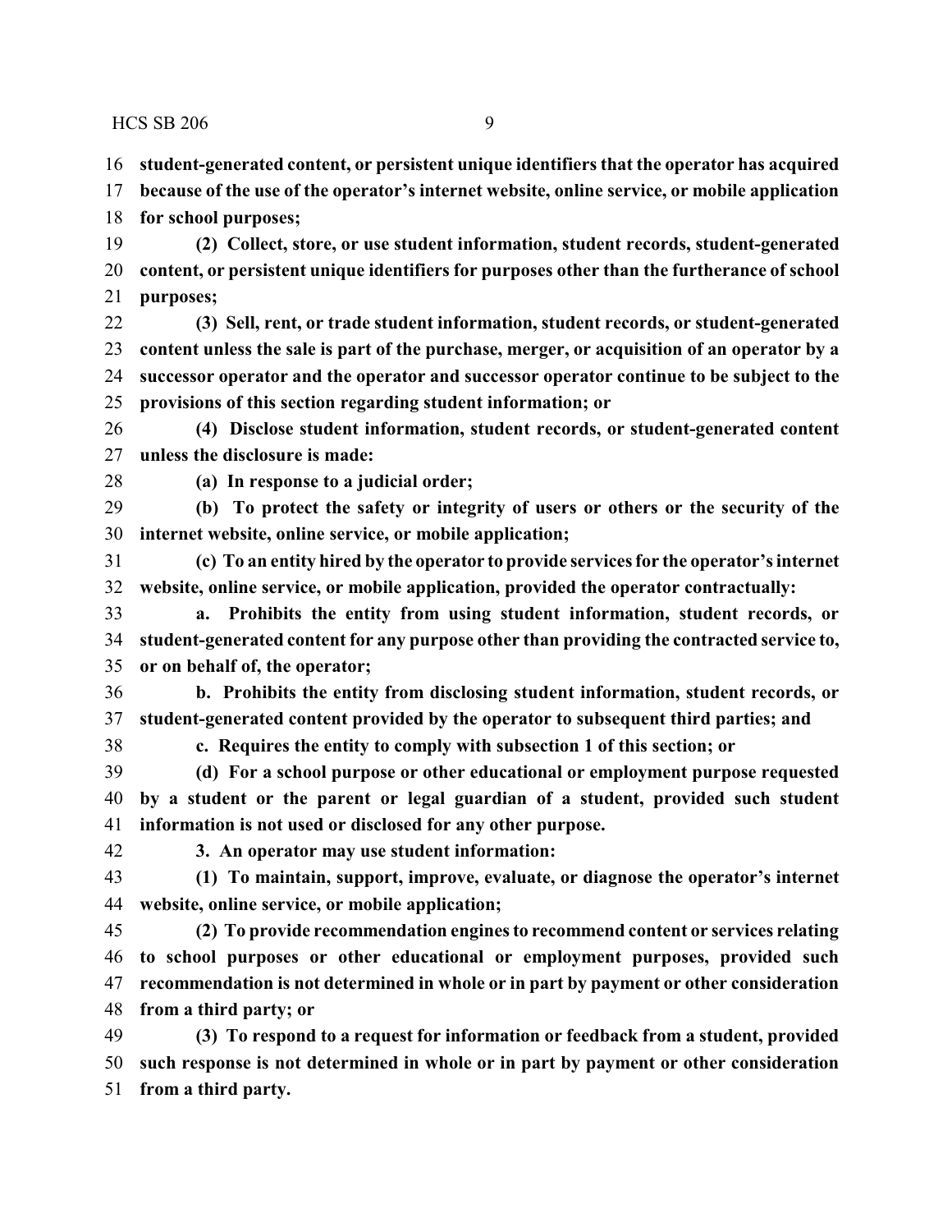**student-generated content, or persistent unique identifiers that the operator has acquired because of the use of the operator's internet website, online service, or mobile application for school purposes;**

**(2) Collect, store, or use student information, student records, student-generated content, or persistent unique identifiers for purposes other than the furtherance of school purposes;**

**(3) Sell, rent, or trade student information, student records, or student-generated content unless the sale is part of the purchase, merger, or acquisition of an operator by a successor operator and the operator and successor operator continue to be subject to the provisions of this section regarding student information; or**

**(4) Disclose student information, student records, or student-generated content unless the disclosure is made:**

**(a) In response to a judicial order;**

**(b) To protect the safety or integrity of users or others or the security of the internet website, online service, or mobile application;**

**(c) To an entity hired by the operator to provide services for the operator's internet website, online service, or mobile application, provided the operator contractually:**

**a. Prohibits the entity from using student information, student records, or student-generated content for any purpose other than providing the contracted service to, or on behalf of, the operator;**

**b. Prohibits the entity from disclosing student information, student records, or student-generated content provided by the operator to subsequent third parties; and**

**c. Requires the entity to comply with subsection 1 of this section; or**

**(d) For a school purpose or other educational or employment purpose requested by a student or the parent or legal guardian of a student, provided such student information is not used or disclosed for any other purpose.**

**3. An operator may use student information:**

**(1) To maintain, support, improve, evaluate, or diagnose the operator's internet website, online service, or mobile application;**

**(2) To provide recommendation engines to recommend content or services relating to school purposes or other educational or employment purposes, provided such recommendation is not determined in whole or in part by payment or other consideration from a third party; or**

**(3) To respond to a request for information or feedback from a student, provided such response is not determined in whole or in part by payment or other consideration from a third party.**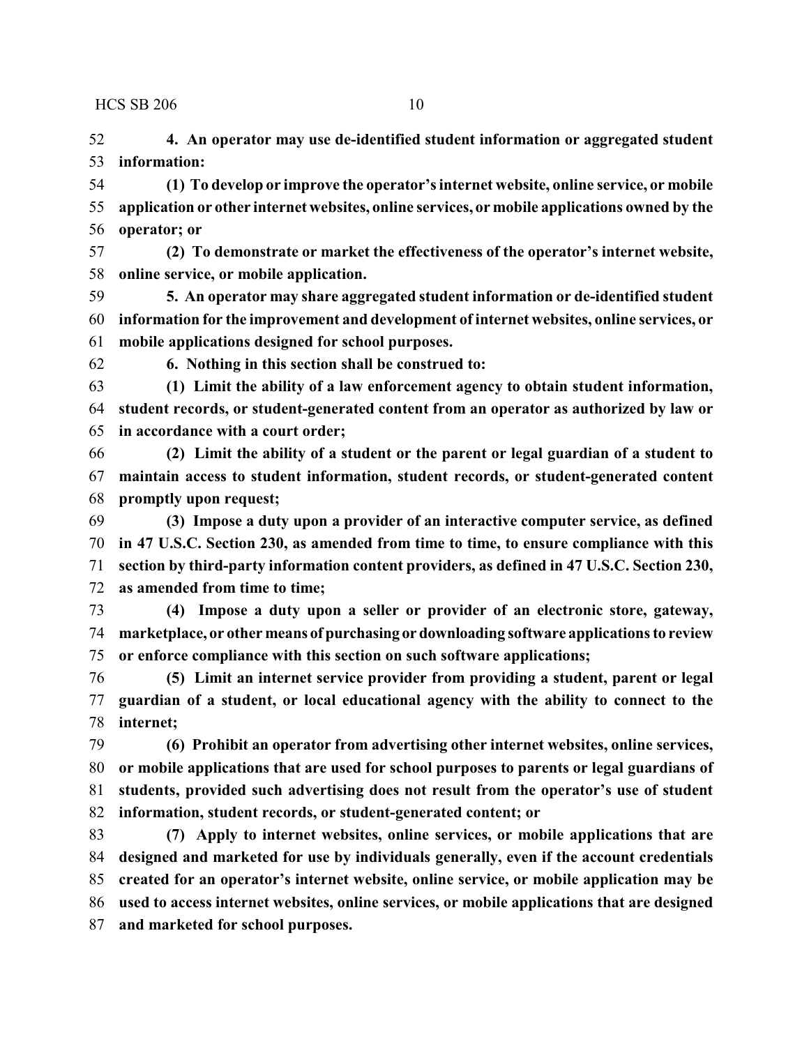**4. An operator may use de-identified student information or aggregated student information:**

**(1) To develop or improve the operator's internet website, online service, or mobile application or other internet websites, online services, or mobile applications owned by the operator; or**

**(2) To demonstrate or market the effectiveness of the operator's internet website, online service, or mobile application.**

**5. An operator may share aggregated student information or de-identified student information for the improvement and development of internet websites, online services, or mobile applications designed for school purposes.**

**6. Nothing in this section shall be construed to:**

**(1) Limit the ability of a law enforcement agency to obtain student information, student records, or student-generated content from an operator as authorized by law or in accordance with a court order;**

**(2) Limit the ability of a student or the parent or legal guardian of a student to maintain access to student information, student records, or student-generated content promptly upon request;**

**(3) Impose a duty upon a provider of an interactive computer service, as defined in 47 U.S.C. Section 230, as amended from time to time, to ensure compliance with this section by third-party information content providers, as defined in 47 U.S.C. Section 230, as amended from time to time;**

**(4) Impose a duty upon a seller or provider of an electronic store, gateway, marketplace, or other means of purchasing or downloading software applications to review or enforce compliance with this section on such software applications;**

**(5) Limit an internet service provider from providing a student, parent or legal guardian of a student, or local educational agency with the ability to connect to the internet;**

**(6) Prohibit an operator from advertising other internet websites, online services, or mobile applications that are used for school purposes to parents or legal guardians of students, provided such advertising does not result from the operator's use of student information, student records, or student-generated content; or**

**(7) Apply to internet websites, online services, or mobile applications that are designed and marketed for use by individuals generally, even if the account credentials created for an operator's internet website, online service, or mobile application may be used to access internet websites, online services, or mobile applications that are designed and marketed for school purposes.**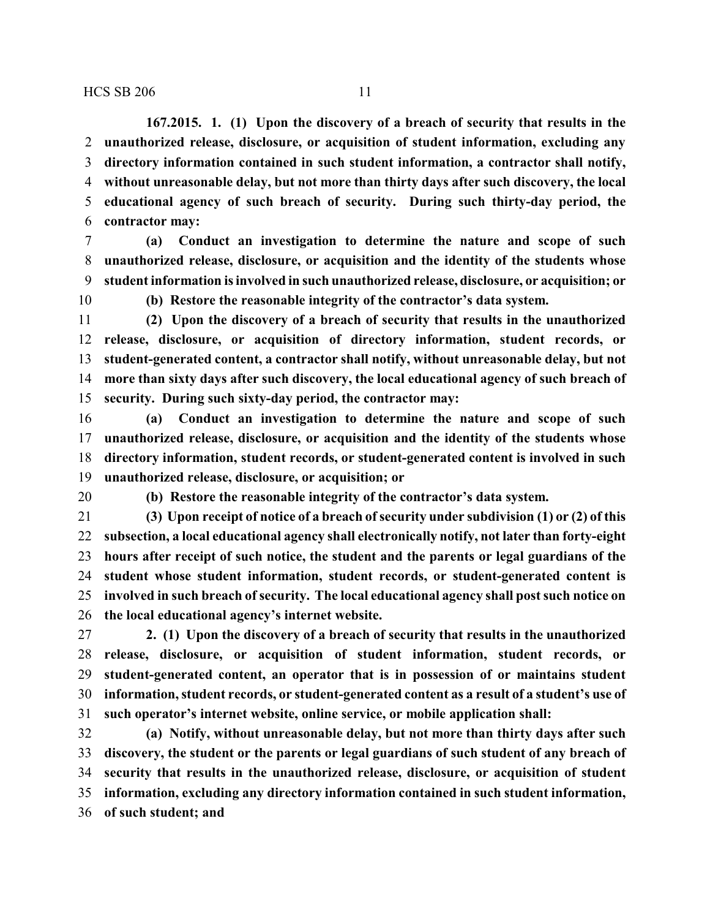**167.2015. 1. (1) Upon the discovery of a breach of security that results in the unauthorized release, disclosure, or acquisition of student information, excluding any directory information contained in such student information, a contractor shall notify, without unreasonable delay, but not more than thirty days after such discovery, the local educational agency of such breach of security. During such thirty-day period, the contractor may:**

**(a) Conduct an investigation to determine the nature and scope of such unauthorized release, disclosure, or acquisition and the identity of the students whose student information is involved in such unauthorized release, disclosure, or acquisition; or**

**(b) Restore the reasonable integrity of the contractor's data system.**

**(2) Upon the discovery of a breach of security that results in the unauthorized release, disclosure, or acquisition of directory information, student records, or student-generated content, a contractor shall notify, without unreasonable delay, but not more than sixty days after such discovery, the local educational agency of such breach of security. During such sixty-day period, the contractor may:**

**(a) Conduct an investigation to determine the nature and scope of such unauthorized release, disclosure, or acquisition and the identity of the students whose directory information, student records, or student-generated content is involved in such unauthorized release, disclosure, or acquisition; or**

**(b) Restore the reasonable integrity of the contractor's data system.**

**(3) Upon receipt of notice of a breach of security under subdivision (1) or (2) of this subsection, a local educational agency shall electronically notify, not later than forty-eight hours after receipt of such notice, the student and the parents or legal guardians of the student whose student information, student records, or student-generated content is involved in such breach of security. The local educational agency shall post such notice on the local educational agency's internet website.**

**2. (1) Upon the discovery of a breach of security that results in the unauthorized release, disclosure, or acquisition of student information, student records, or student-generated content, an operator that is in possession of or maintains student information, student records, or student-generated content as a result of a student's use of such operator's internet website, online service, or mobile application shall:**

**(a) Notify, without unreasonable delay, but not more than thirty days after such discovery, the student or the parents or legal guardians of such student of any breach of security that results in the unauthorized release, disclosure, or acquisition of student information, excluding any directory information contained in such student information, of such student; and**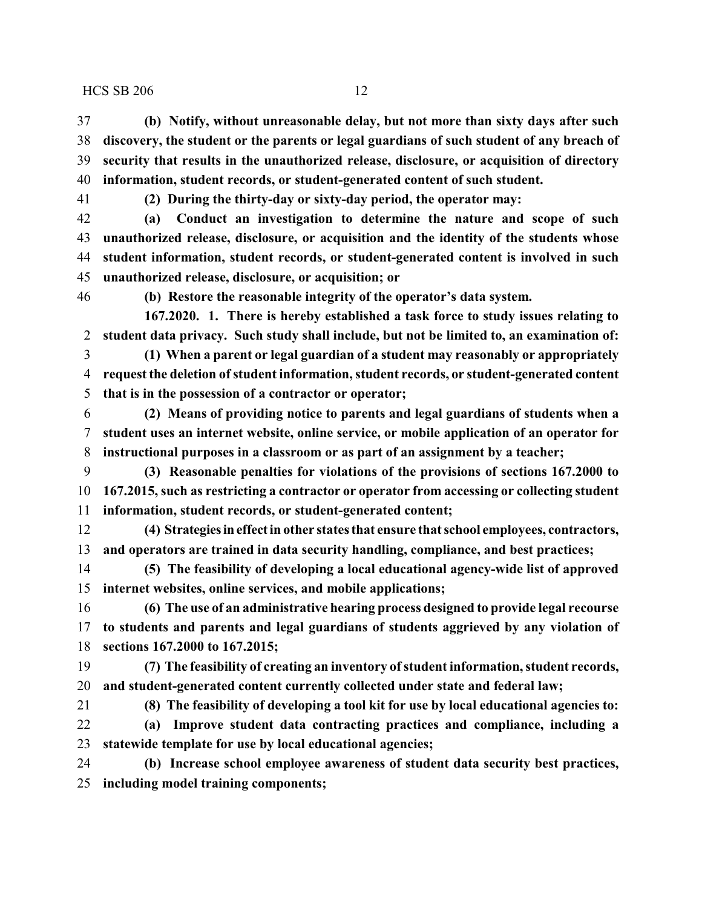**(b) Notify, without unreasonable delay, but not more than sixty days after such discovery, the student or the parents or legal guardians of such student of any breach of security that results in the unauthorized release, disclosure, or acquisition of directory information, student records, or student-generated content of such student.**

**(2) During the thirty-day or sixty-day period, the operator may:**

**(a) Conduct an investigation to determine the nature and scope of such unauthorized release, disclosure, or acquisition and the identity of the students whose student information, student records, or student-generated content is involved in such unauthorized release, disclosure, or acquisition; or**

**(b) Restore the reasonable integrity of the operator's data system.**

**167.2020. 1. There is hereby established a task force to study issues relating to student data privacy. Such study shall include, but not be limited to, an examination of:**

**(1) When a parent or legal guardian of a student may reasonably or appropriately request the deletion of student information, student records, or student-generated content that is in the possession of a contractor or operator;**

**(2) Means of providing notice to parents and legal guardians of students when a student uses an internet website, online service, or mobile application of an operator for instructional purposes in a classroom or as part of an assignment by a teacher;**

**(3) Reasonable penalties for violations of the provisions of sections 167.2000 to 167.2015, such as restricting a contractor or operator from accessing or collecting student information, student records, or student-generated content;**

**(4) Strategies in effect in other states that ensure that school employees, contractors, and operators are trained in data security handling, compliance, and best practices;**

**(5) The feasibility of developing a local educational agency-wide list of approved internet websites, online services, and mobile applications;**

**(6) The use of an administrative hearing process designed to provide legal recourse to students and parents and legal guardians of students aggrieved by any violation of sections 167.2000 to 167.2015;**

**(7) The feasibility of creating an inventory of student information, student records, and student-generated content currently collected under state and federal law;**

**(8) The feasibility of developing a tool kit for use by local educational agencies to:**

**(a) Improve student data contracting practices and compliance, including a statewide template for use by local educational agencies;**

**(b) Increase school employee awareness of student data security best practices, including model training components;**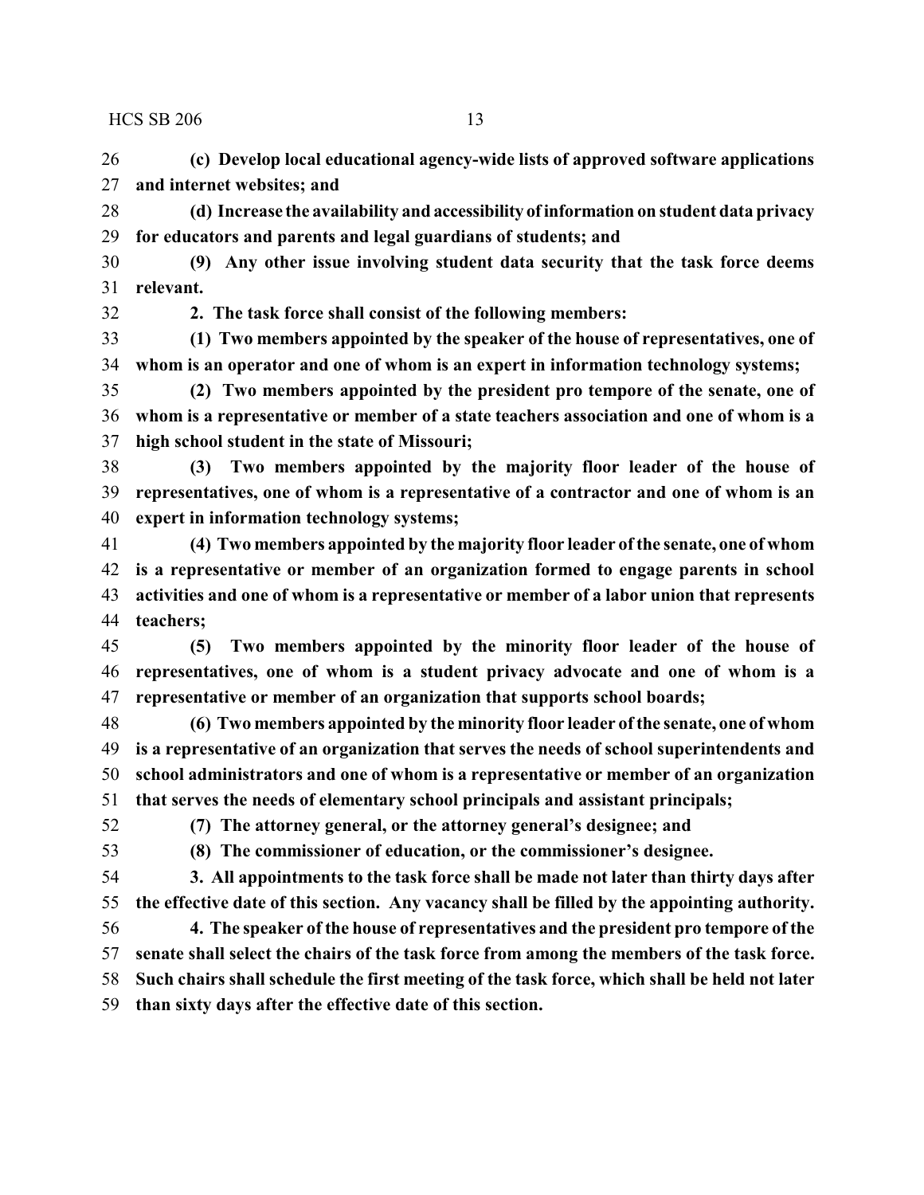**(c) Develop local educational agency-wide lists of approved software applications and internet websites; and**

**(d) Increase the availability and accessibility of information on student data privacy for educators and parents and legal guardians of students; and**

**(9) Any other issue involving student data security that the task force deems relevant.**

**2. The task force shall consist of the following members:**

**(1) Two members appointed by the speaker of the house of representatives, one of whom is an operator and one of whom is an expert in information technology systems;**

**(2) Two members appointed by the president pro tempore of the senate, one of whom is a representative or member of a state teachers association and one of whom is a high school student in the state of Missouri;**

**(3) Two members appointed by the majority floor leader of the house of representatives, one of whom is a representative of a contractor and one of whom is an expert in information technology systems;**

**(4) Two members appointed by the majority floor leader of the senate, one of whom is a representative or member of an organization formed to engage parents in school activities and one of whom is a representative or member of a labor union that represents teachers;**

**(5) Two members appointed by the minority floor leader of the house of representatives, one of whom is a student privacy advocate and one of whom is a representative or member of an organization that supports school boards;**

**(6) Two members appointed by the minority floor leader of the senate, one of whom is a representative of an organization that serves the needs of school superintendents and school administrators and one of whom is a representative or member of an organization that serves the needs of elementary school principals and assistant principals;**

**(7) The attorney general, or the attorney general's designee; and**

**(8) The commissioner of education, or the commissioner's designee.**

**3. All appointments to the task force shall be made not later than thirty days after the effective date of this section. Any vacancy shall be filled by the appointing authority.**

**4. The speaker of the house of representatives and the president pro tempore of the senate shall select the chairs of the task force from among the members of the task force. Such chairs shall schedule the first meeting of the task force, which shall be held not later than sixty days after the effective date of this section.**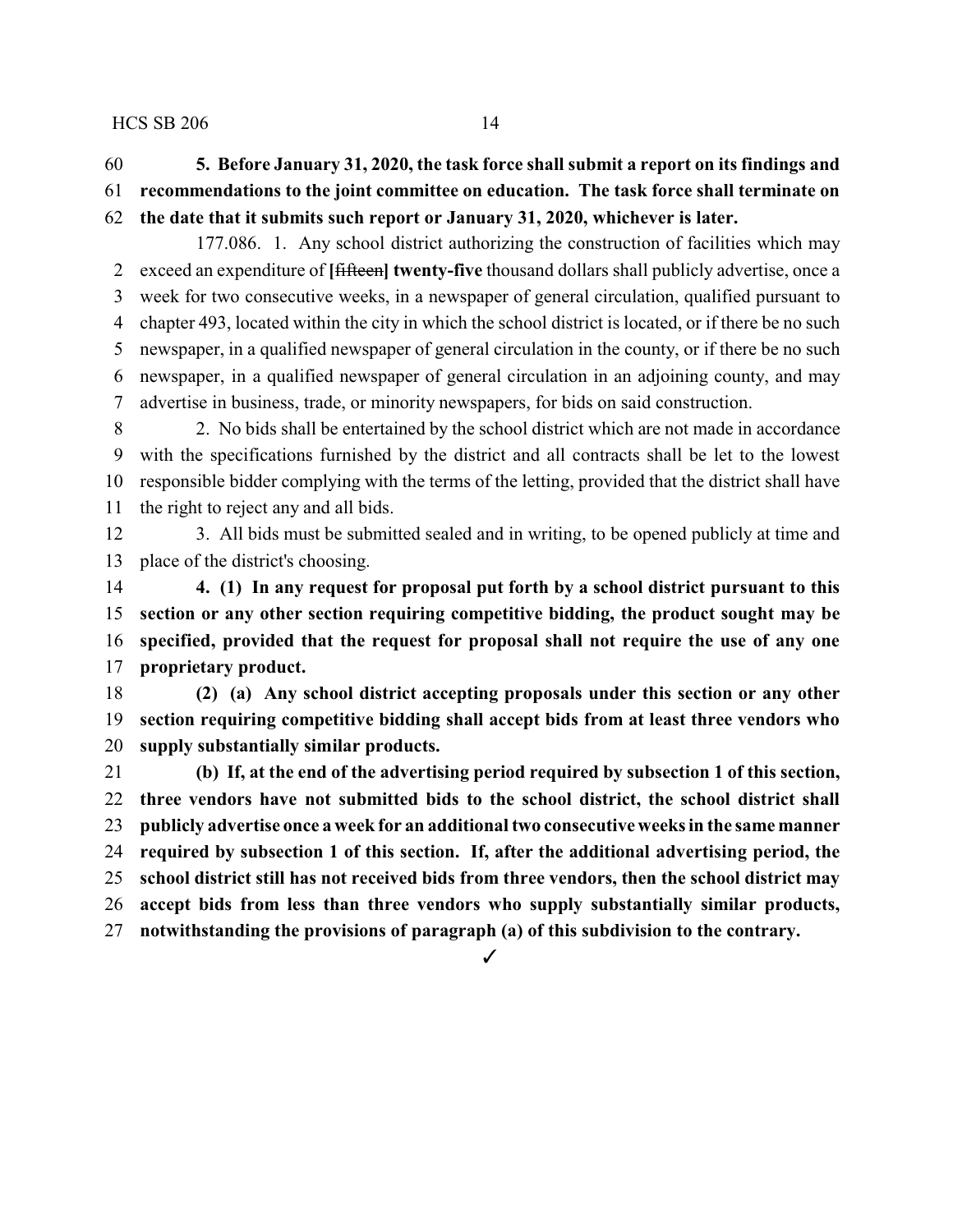**5. Before January 31, 2020, the task force shall submit a report on its findings and recommendations to the joint committee on education. The task force shall terminate on the date that it submits such report or January 31, 2020, whichever is later.**

177.086. 1. Any school district authorizing the construction of facilities which may exceed an expenditure of **[**~~fifteen~~**] twenty-five** thousand dollars shall publicly advertise, once a week for two consecutive weeks, in a newspaper of general circulation, qualified pursuant to chapter 493, located within the city in which the school district is located, or if there be no such newspaper, in a qualified newspaper of general circulation in the county, or if there be no such newspaper, in a qualified newspaper of general circulation in an adjoining county, and may advertise in business, trade, or minority newspapers, for bids on said construction.

2. No bids shall be entertained by the school district which are not made in accordance with the specifications furnished by the district and all contracts shall be let to the lowest responsible bidder complying with the terms of the letting, provided that the district shall have the right to reject any and all bids.

3. All bids must be submitted sealed and in writing, to be opened publicly at time and place of the district's choosing.

**4. (1) In any request for proposal put forth by a school district pursuant to this section or any other section requiring competitive bidding, the product sought may be specified, provided that the request for proposal shall not require the use of any one proprietary product.**

**(2) (a) Any school district accepting proposals under this section or any other section requiring competitive bidding shall accept bids from at least three vendors who supply substantially similar products.**

**(b) If, at the end of the advertising period required by subsection 1 of this section, three vendors have not submitted bids to the school district, the school district shall publicly advertise once a week for an additional two consecutive weeks in the same manner required by subsection 1 of this section. If, after the additional advertising period, the school district still has not received bids from three vendors, then the school district may accept bids from less than three vendors who supply substantially similar products, notwithstanding the provisions of paragraph (a) of this subdivision to the contrary.**

✓